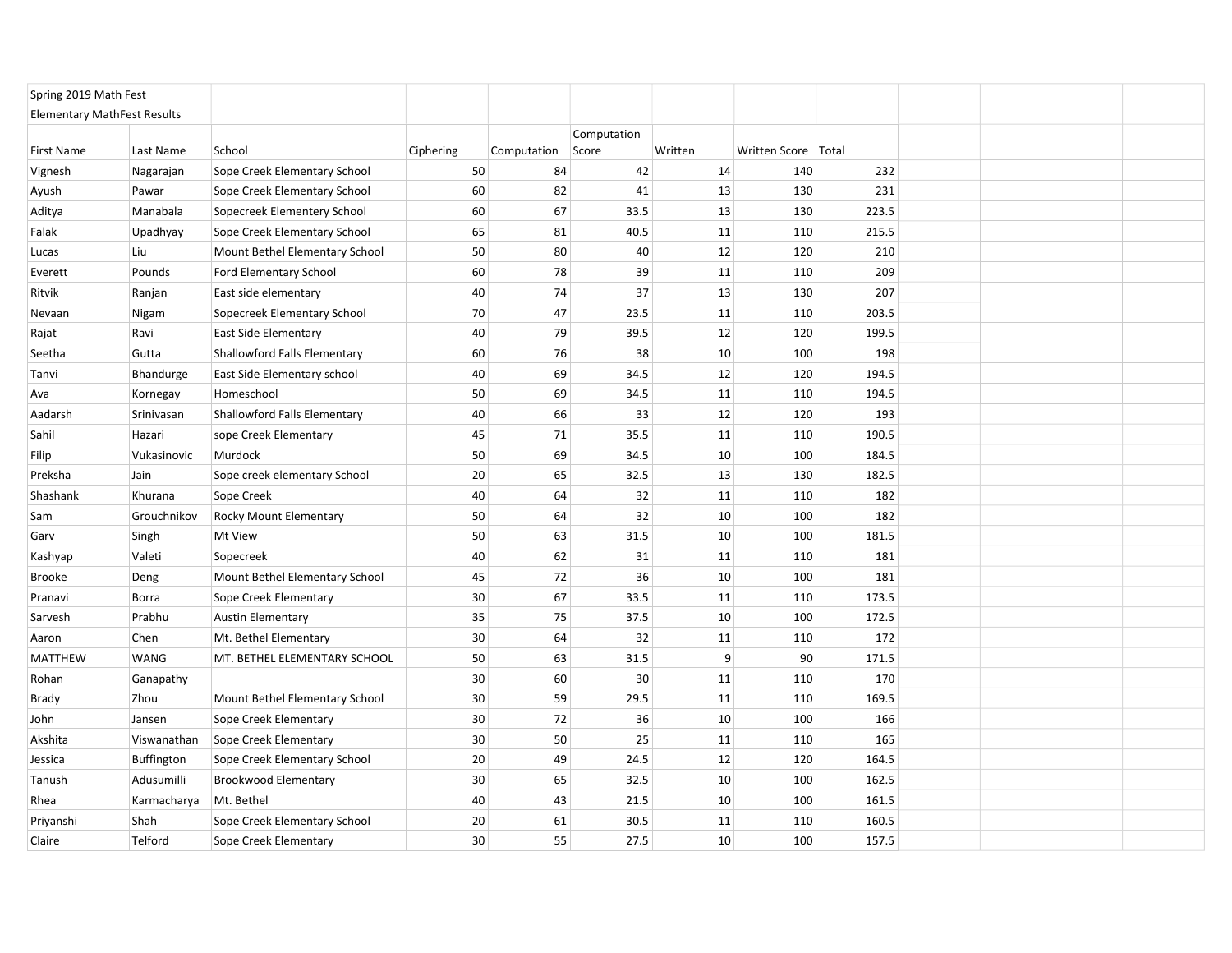Spring 2019 Math Fest

Elementary MathFest Results

| First Name | Last Name | School | Ciphering | Computation | Computation Score | Written | Written Score | Total |
|---|---|---|---|---|---|---|---|---|
| Vignesh | Nagarajan | Sope Creek Elementary School | 50 | 84 | 42 | 14 | 140 | 232 |
| Ayush | Pawar | Sope Creek Elementary School | 60 | 82 | 41 | 13 | 130 | 231 |
| Aditya | Manabala | Sopecreek Elementery School | 60 | 67 | 33.5 | 13 | 130 | 223.5 |
| Falak | Upadhyay | Sope Creek Elementary School | 65 | 81 | 40.5 | 11 | 110 | 215.5 |
| Lucas | Liu | Mount Bethel Elementary School | 50 | 80 | 40 | 12 | 120 | 210 |
| Everett | Pounds | Ford Elementary School | 60 | 78 | 39 | 11 | 110 | 209 |
| Ritvik | Ranjan | East side elementary | 40 | 74 | 37 | 13 | 130 | 207 |
| Nevaan | Nigam | Sopecreek Elementary School | 70 | 47 | 23.5 | 11 | 110 | 203.5 |
| Rajat | Ravi | East Side Elementary | 40 | 79 | 39.5 | 12 | 120 | 199.5 |
| Seetha | Gutta | Shallowford Falls Elementary | 60 | 76 | 38 | 10 | 100 | 198 |
| Tanvi | Bhandurge | East Side Elementary school | 40 | 69 | 34.5 | 12 | 120 | 194.5 |
| Ava | Kornegay | Homeschool | 50 | 69 | 34.5 | 11 | 110 | 194.5 |
| Aadarsh | Srinivasan | Shallowford Falls Elementary | 40 | 66 | 33 | 12 | 120 | 193 |
| Sahil | Hazari | sope Creek Elementary | 45 | 71 | 35.5 | 11 | 110 | 190.5 |
| Filip | Vukasinovic | Murdock | 50 | 69 | 34.5 | 10 | 100 | 184.5 |
| Preksha | Jain | Sope creek elementary School | 20 | 65 | 32.5 | 13 | 130 | 182.5 |
| Shashank | Khurana | Sope Creek | 40 | 64 | 32 | 11 | 110 | 182 |
| Sam | Grouchnikov | Rocky Mount Elementary | 50 | 64 | 32 | 10 | 100 | 182 |
| Garv | Singh | Mt View | 50 | 63 | 31.5 | 10 | 100 | 181.5 |
| Kashyap | Valeti | Sopecreek | 40 | 62 | 31 | 11 | 110 | 181 |
| Brooke | Deng | Mount Bethel Elementary School | 45 | 72 | 36 | 10 | 100 | 181 |
| Pranavi | Borra | Sope Creek Elementary | 30 | 67 | 33.5 | 11 | 110 | 173.5 |
| Sarvesh | Prabhu | Austin Elementary | 35 | 75 | 37.5 | 10 | 100 | 172.5 |
| Aaron | Chen | Mt. Bethel Elementary | 30 | 64 | 32 | 11 | 110 | 172 |
| MATTHEW | WANG | MT. BETHEL ELEMENTARY SCHOOL | 50 | 63 | 31.5 | 9 | 90 | 171.5 |
| Rohan | Ganapathy | | 30 | 60 | 30 | 11 | 110 | 170 |
| Brady | Zhou | Mount Bethel Elementary School | 30 | 59 | 29.5 | 11 | 110 | 169.5 |
| John | Jansen | Sope Creek Elementary | 30 | 72 | 36 | 10 | 100 | 166 |
| Akshita | Viswanathan | Sope Creek Elementary | 30 | 50 | 25 | 11 | 110 | 165 |
| Jessica | Buffington | Sope Creek Elementary School | 20 | 49 | 24.5 | 12 | 120 | 164.5 |
| Tanush | Adusumilli | Brookwood Elementary | 30 | 65 | 32.5 | 10 | 100 | 162.5 |
| Rhea | Karmacharya | Mt. Bethel | 40 | 43 | 21.5 | 10 | 100 | 161.5 |
| Priyanshi | Shah | Sope Creek Elementary School | 20 | 61 | 30.5 | 11 | 110 | 160.5 |
| Claire | Telford | Sope Creek Elementary | 30 | 55 | 27.5 | 10 | 100 | 157.5 |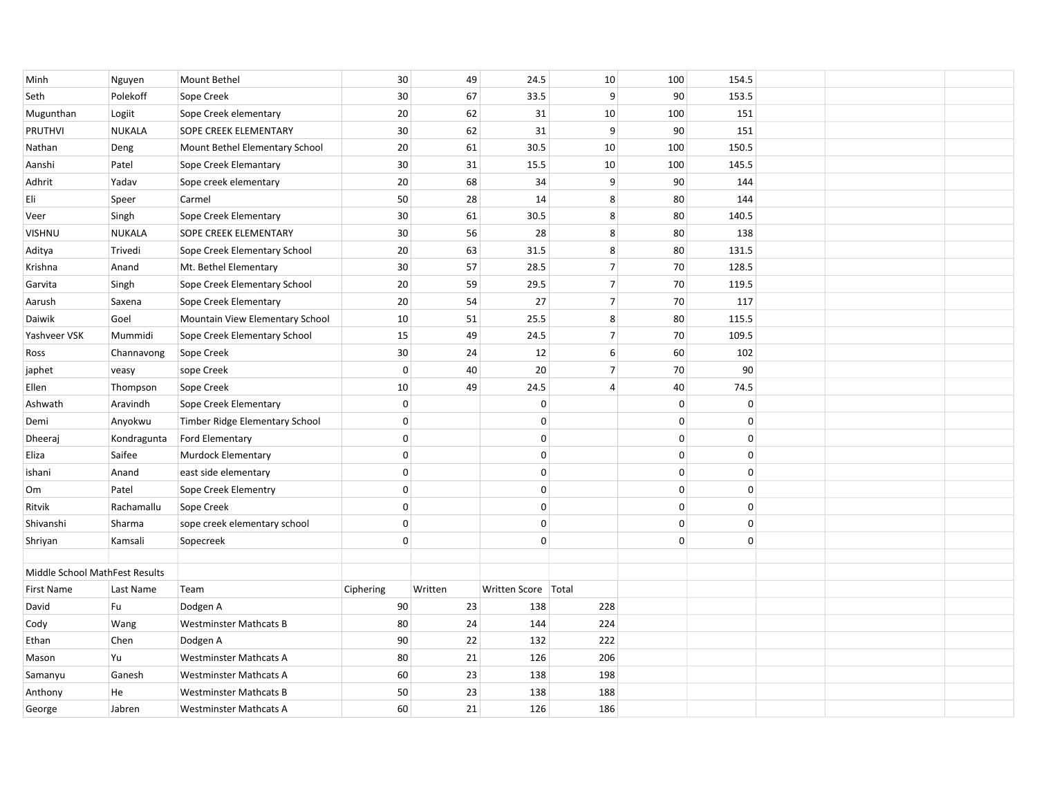| | | | | | | | | | | | |
|---|---|---|---|---|---|---|---|---|---|---|---|
| Minh | Nguyen | Mount Bethel | 30 | 49 | 24.5 | 10 | 100 | 154.5 | | | |
| Seth | Polekoff | Sope Creek | 30 | 67 | 33.5 | 9 | 90 | 153.5 | | | |
| Mugunthan | Logiit | Sope Creek elementary | 20 | 62 | 31 | 10 | 100 | 151 | | | |
| PRUTHVI | NUKALA | SOPE CREEK ELEMENTARY | 30 | 62 | 31 | 9 | 90 | 151 | | | |
| Nathan | Deng | Mount Bethel Elementary School | 20 | 61 | 30.5 | 10 | 100 | 150.5 | | | |
| Aanshi | Patel | Sope Creek Elemantary | 30 | 31 | 15.5 | 10 | 100 | 145.5 | | | |
| Adhrit | Yadav | Sope creek elementary | 20 | 68 | 34 | 9 | 90 | 144 | | | |
| Eli | Speer | Carmel | 50 | 28 | 14 | 8 | 80 | 144 | | | |
| Veer | Singh | Sope Creek Elementary | 30 | 61 | 30.5 | 8 | 80 | 140.5 | | | |
| VISHNU | NUKALA | SOPE CREEK ELEMENTARY | 30 | 56 | 28 | 8 | 80 | 138 | | | |
| Aditya | Trivedi | Sope Creek Elementary School | 20 | 63 | 31.5 | 8 | 80 | 131.5 | | | |
| Krishna | Anand | Mt. Bethel Elementary | 30 | 57 | 28.5 | 7 | 70 | 128.5 | | | |
| Garvita | Singh | Sope Creek Elementary School | 20 | 59 | 29.5 | 7 | 70 | 119.5 | | | |
| Aarush | Saxena | Sope Creek Elementary | 20 | 54 | 27 | 7 | 70 | 117 | | | |
| Daiwik | Goel | Mountain View Elementary School | 10 | 51 | 25.5 | 8 | 80 | 115.5 | | | |
| Yashveer VSK | Mummidi | Sope Creek Elementary School | 15 | 49 | 24.5 | 7 | 70 | 109.5 | | | |
| Ross | Channavong | Sope Creek | 30 | 24 | 12 | 6 | 60 | 102 | | | |
| japhet | veasy | sope Creek | 0 | 40 | 20 | 7 | 70 | 90 | | | |
| Ellen | Thompson | Sope Creek | 10 | 49 | 24.5 | 4 | 40 | 74.5 | | | |
| Ashwath | Aravindh | Sope Creek Elementary | 0 | | 0 | | 0 | 0 | | | |
| Demi | Anyokwu | Timber Ridge Elementary School | 0 | | 0 | | 0 | 0 | | | |
| Dheeraj | Kondragunta | Ford Elementary | 0 | | 0 | | 0 | 0 | | | |
| Eliza | Saifee | Murdock Elementary | 0 | | 0 | | 0 | 0 | | | |
| ishani | Anand | east side elementary | 0 | | 0 | | 0 | 0 | | | |
| Om | Patel | Sope Creek Elementry | 0 | | 0 | | 0 | 0 | | | |
| Ritvik | Rachamallu | Sope Creek | 0 | | 0 | | 0 | 0 | | | |
| Shivanshi | Sharma | sope creek elementary school | 0 | | 0 | | 0 | 0 | | | |
| Shriyan | Kamsali | Sopecreek | 0 | | 0 | | 0 | 0 | | | |

Middle School MathFest Results

| First Name | Last Name | Team | Ciphering | Written | Written Score | Total |
|---|---|---|---|---|---|---|
| David | Fu | Dodgen A | 90 | 23 | 138 | 228 |
| Cody | Wang | Westminster Mathcats B | 80 | 24 | 144 | 224 |
| Ethan | Chen | Dodgen A | 90 | 22 | 132 | 222 |
| Mason | Yu | Westminster Mathcats A | 80 | 21 | 126 | 206 |
| Samanyu | Ganesh | Westminster Mathcats A | 60 | 23 | 138 | 198 |
| Anthony | He | Westminster Mathcats B | 50 | 23 | 138 | 188 |
| George | Jabren | Westminster Mathcats A | 60 | 21 | 126 | 186 |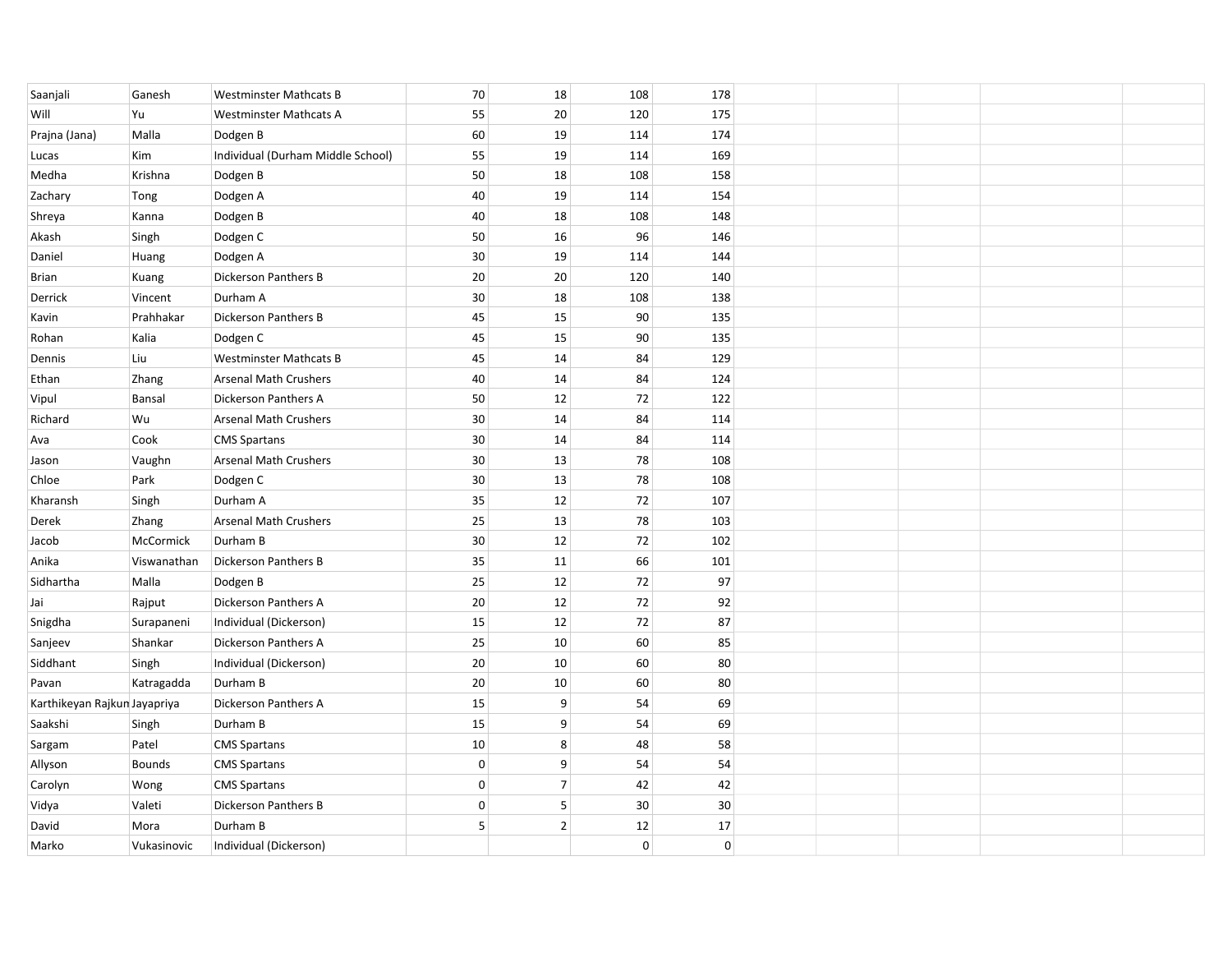| | | | | | | | | | | | |
|---|---|---|---|---|---|---|---|---|---|---|---|
| Saanjali | Ganesh | Westminster Mathcats B | 70 | 18 | 108 | 178 | | | | | |
| Will | Yu | Westminster Mathcats A | 55 | 20 | 120 | 175 | | | | | |
| Prajna (Jana) | Malla | Dodgen B | 60 | 19 | 114 | 174 | | | | | |
| Lucas | Kim | Individual (Durham Middle School) | 55 | 19 | 114 | 169 | | | | | |
| Medha | Krishna | Dodgen B | 50 | 18 | 108 | 158 | | | | | |
| Zachary | Tong | Dodgen A | 40 | 19 | 114 | 154 | | | | | |
| Shreya | Kanna | Dodgen B | 40 | 18 | 108 | 148 | | | | | |
| Akash | Singh | Dodgen C | 50 | 16 | 96 | 146 | | | | | |
| Daniel | Huang | Dodgen A | 30 | 19 | 114 | 144 | | | | | |
| Brian | Kuang | Dickerson Panthers B | 20 | 20 | 120 | 140 | | | | | |
| Derrick | Vincent | Durham A | 30 | 18 | 108 | 138 | | | | | |
| Kavin | Prahhakar | Dickerson Panthers B | 45 | 15 | 90 | 135 | | | | | |
| Rohan | Kalia | Dodgen C | 45 | 15 | 90 | 135 | | | | | |
| Dennis | Liu | Westminster Mathcats B | 45 | 14 | 84 | 129 | | | | | |
| Ethan | Zhang | Arsenal Math Crushers | 40 | 14 | 84 | 124 | | | | | |
| Vipul | Bansal | Dickerson Panthers A | 50 | 12 | 72 | 122 | | | | | |
| Richard | Wu | Arsenal Math Crushers | 30 | 14 | 84 | 114 | | | | | |
| Ava | Cook | CMS Spartans | 30 | 14 | 84 | 114 | | | | | |
| Jason | Vaughn | Arsenal Math Crushers | 30 | 13 | 78 | 108 | | | | | |
| Chloe | Park | Dodgen C | 30 | 13 | 78 | 108 | | | | | |
| Kharansh | Singh | Durham A | 35 | 12 | 72 | 107 | | | | | |
| Derek | Zhang | Arsenal Math Crushers | 25 | 13 | 78 | 103 | | | | | |
| Jacob | McCormick | Durham B | 30 | 12 | 72 | 102 | | | | | |
| Anika | Viswanathan | Dickerson Panthers B | 35 | 11 | 66 | 101 | | | | | |
| Sidhartha | Malla | Dodgen B | 25 | 12 | 72 | 97 | | | | | |
| Jai | Rajput | Dickerson Panthers A | 20 | 12 | 72 | 92 | | | | | |
| Snigdha | Surapaneni | Individual (Dickerson) | 15 | 12 | 72 | 87 | | | | | |
| Sanjeev | Shankar | Dickerson Panthers A | 25 | 10 | 60 | 85 | | | | | |
| Siddhant | Singh | Individual (Dickerson) | 20 | 10 | 60 | 80 | | | | | |
| Pavan | Katragadda | Durham B | 20 | 10 | 60 | 80 | | | | | |
| Karthikeyan Rajkun | Jayapriya | Dickerson Panthers A | 15 | 9 | 54 | 69 | | | | | |
| Saakshi | Singh | Durham B | 15 | 9 | 54 | 69 | | | | | |
| Sargam | Patel | CMS Spartans | 10 | 8 | 48 | 58 | | | | | |
| Allyson | Bounds | CMS Spartans | 0 | 9 | 54 | 54 | | | | | |
| Carolyn | Wong | CMS Spartans | 0 | 7 | 42 | 42 | | | | | |
| Vidya | Valeti | Dickerson Panthers B | 0 | 5 | 30 | 30 | | | | | |
| David | Mora | Durham B | 5 | 2 | 12 | 17 | | | | | |
| Marko | Vukasinovic | Individual (Dickerson) | | | 0 | 0 | | | | | |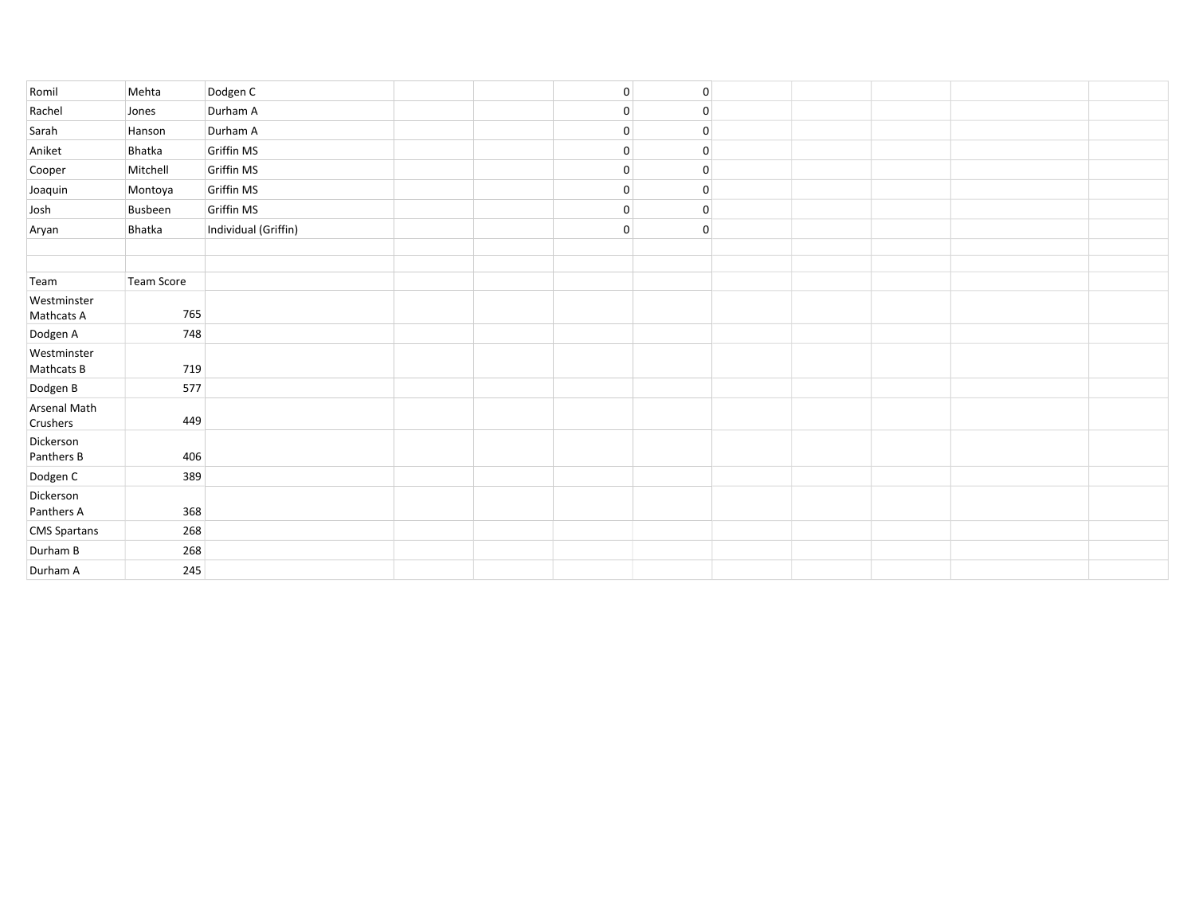| | | | | | | | | | | | | |
|---|---|---|---|---|---|---|---|---|---|---|---|---|
| Romil | Mehta | Dodgen C | | | 0 | 0 | | | | | | |
| Rachel | Jones | Durham A | | | 0 | 0 | | | | | | |
| Sarah | Hanson | Durham A | | | 0 | 0 | | | | | | |
| Aniket | Bhatka | Griffin MS | | | 0 | 0 | | | | | | |
| Cooper | Mitchell | Griffin MS | | | 0 | 0 | | | | | | |
| Joaquin | Montoya | Griffin MS | | | 0 | 0 | | | | | | |
| Josh | Busbeen | Griffin MS | | | 0 | 0 | | | | | | |
| Aryan | Bhatka | Individual (Griffin) | | | 0 | 0 | | | | | | |

| Team | Team Score |
|---|---|
| Westminster Mathcats A | 765 |
| Dodgen A | 748 |
| Westminster Mathcats B | 719 |
| Dodgen B | 577 |
| Arsenal Math Crushers | 449 |
| Dickerson Panthers B | 406 |
| Dodgen C | 389 |
| Dickerson Panthers A | 368 |
| CMS Spartans | 268 |
| Durham B | 268 |
| Durham A | 245 |